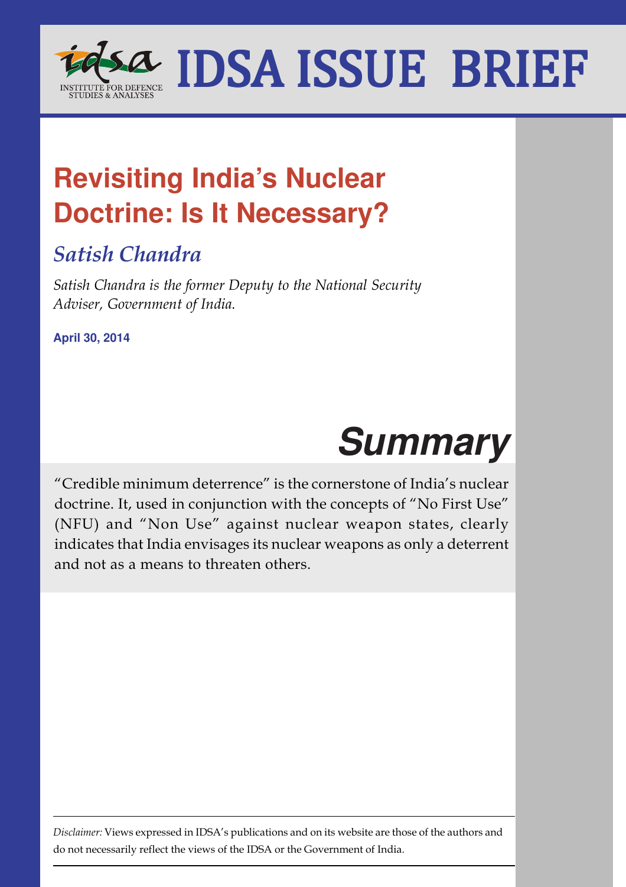# IDSA ISSUE BRIEF

INSTITUTE FOR DEFENCE STUDIES & ANALYSES

## Revisiting India's Nuclear Doctrine: Is It Necessary?

### *Satish Chandra*

*Satish Chandra is the former Deputy to the National Security Adviser, Government of India.*

**April 30, 2014**

## *Summary*

"Credible minimum deterrence" is the cornerstone of India's nuclear doctrine. It, used in conjunction with the concepts of "No First Use" (NFU) and "Non Use" against nuclear weapon states, clearly indicates that India envisages its nuclear weapons as only a deterrent and not as a means to threaten others.

---

*Disclaimer:* Views expressed in IDSA's publications and on its website are those of the authors and do not necessarily reflect the views of the IDSA or the Government of India.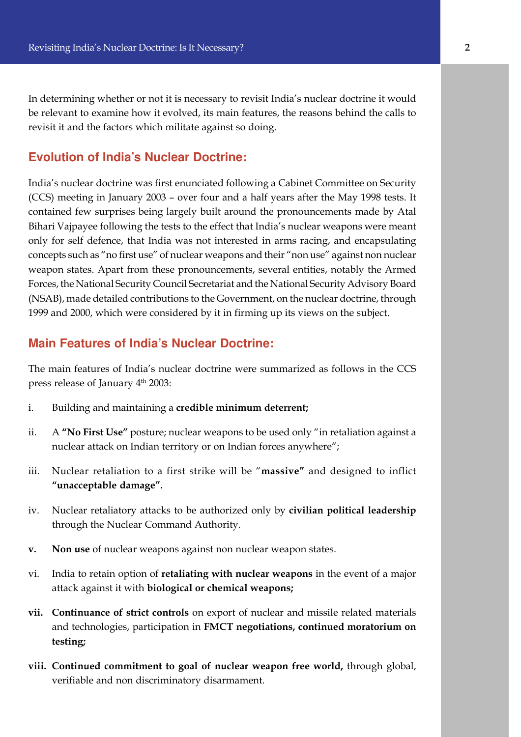In determining whether or not it is necessary to revisit India's nuclear doctrine it would be relevant to examine how it evolved, its main features, the reasons behind the calls to revisit it and the factors which militate against so doing.

## Evolution of India's Nuclear Doctrine:

India's nuclear doctrine was first enunciated following a Cabinet Committee on Security (CCS) meeting in January 2003 – over four and a half years after the May 1998 tests. It contained few surprises being largely built around the pronouncements made by Atal Bihari Vajpayee following the tests to the effect that India's nuclear weapons were meant only for self defence, that India was not interested in arms racing, and encapsulating concepts such as "no first use" of nuclear weapons and their "non use" against non nuclear weapon states. Apart from these pronouncements, several entities, notably the Armed Forces, the National Security Council Secretariat and the National Security Advisory Board (NSAB), made detailed contributions to the Government, on the nuclear doctrine, through 1999 and 2000, which were considered by it in firming up its views on the subject.

## Main Features of India's Nuclear Doctrine:

The main features of India's nuclear doctrine were summarized as follows in the CCS press release of January 4th 2003:

i. Building and maintaining a **credible minimum deterrent;**

ii. A **"No First Use"** posture; nuclear weapons to be used only "in retaliation against a nuclear attack on Indian territory or on Indian forces anywhere";

iii. Nuclear retaliation to a first strike will be "**massive"** and designed to inflict **"unacceptable damage".**

iv. Nuclear retaliatory attacks to be authorized only by **civilian political leadership** through the Nuclear Command Authority.

**v.** **Non use** of nuclear weapons against non nuclear weapon states.

vi. India to retain option of **retaliating with nuclear weapons** in the event of a major attack against it with **biological or chemical weapons;**

**vii.** **Continuance of strict controls** on export of nuclear and missile related materials and technologies, participation in **FMCT negotiations, continued moratorium on testing;**

**viii.** **Continued commitment to goal of nuclear weapon free world,** through global, verifiable and non discriminatory disarmament.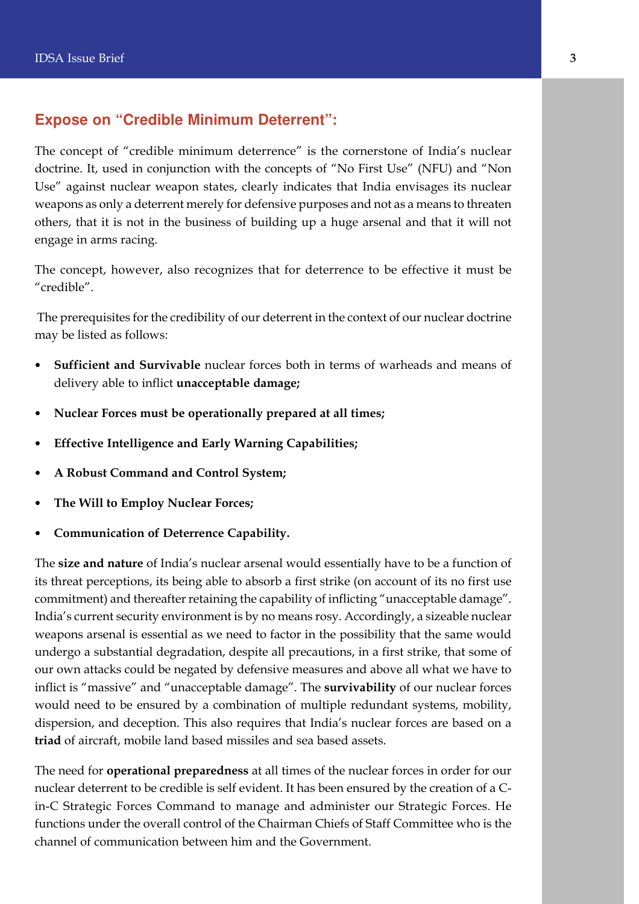## Expose on "Credible Minimum Deterrent":

The concept of "credible minimum deterrence" is the cornerstone of India's nuclear doctrine. It, used in conjunction with the concepts of "No First Use" (NFU) and "Non Use" against nuclear weapon states, clearly indicates that India envisages its nuclear weapons as only a deterrent merely for defensive purposes and not as a means to threaten others, that it is not in the business of building up a huge arsenal and that it will not engage in arms racing.

The concept, however, also recognizes that for deterrence to be effective it must be "credible".

The prerequisites for the credibility of our deterrent in the context of our nuclear doctrine may be listed as follows:

- **Sufficient and Survivable** nuclear forces both in terms of warheads and means of delivery able to inflict **unacceptable damage;**
- **Nuclear Forces must be operationally prepared at all times;**
- **Effective Intelligence and Early Warning Capabilities;**
- **A Robust Command and Control System;**
- **The Will to Employ Nuclear Forces;**
- **Communication of Deterrence Capability.**

The **size and nature** of India's nuclear arsenal would essentially have to be a function of its threat perceptions, its being able to absorb a first strike (on account of its no first use commitment) and thereafter retaining the capability of inflicting "unacceptable damage". India's current security environment is by no means rosy. Accordingly, a sizeable nuclear weapons arsenal is essential as we need to factor in the possibility that the same would undergo a substantial degradation, despite all precautions, in a first strike, that some of our own attacks could be negated by defensive measures and above all what we have to inflict is "massive" and "unacceptable damage". The **survivability** of our nuclear forces would need to be ensured by a combination of multiple redundant systems, mobility, dispersion, and deception. This also requires that India's nuclear forces are based on a **triad** of aircraft, mobile land based missiles and sea based assets.

The need for **operational preparedness** at all times of the nuclear forces in order for our nuclear deterrent to be credible is self evident. It has been ensured by the creation of a C-in-C Strategic Forces Command to manage and administer our Strategic Forces. He functions under the overall control of the Chairman Chiefs of Staff Committee who is the channel of communication between him and the Government.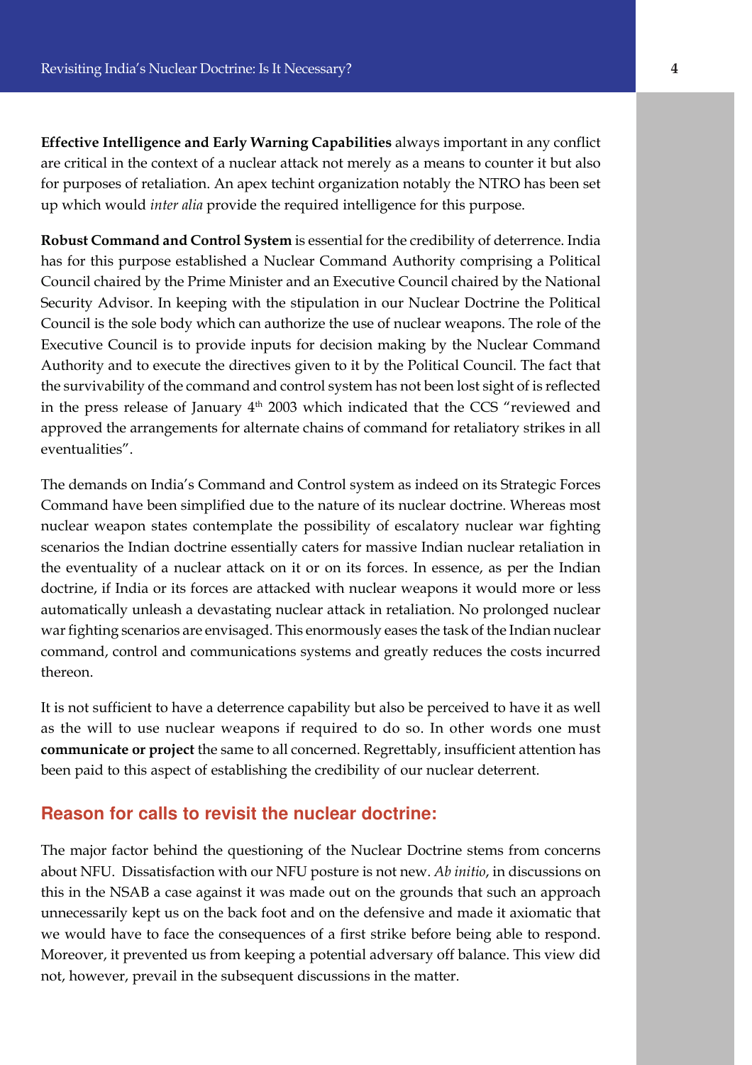**Effective Intelligence and Early Warning Capabilities** always important in any conflict are critical in the context of a nuclear attack not merely as a means to counter it but also for purposes of retaliation. An apex techint organization notably the NTRO has been set up which would *inter alia* provide the required intelligence for this purpose.

**Robust Command and Control System** is essential for the credibility of deterrence. India has for this purpose established a Nuclear Command Authority comprising a Political Council chaired by the Prime Minister and an Executive Council chaired by the National Security Advisor. In keeping with the stipulation in our Nuclear Doctrine the Political Council is the sole body which can authorize the use of nuclear weapons. The role of the Executive Council is to provide inputs for decision making by the Nuclear Command Authority and to execute the directives given to it by the Political Council. The fact that the survivability of the command and control system has not been lost sight of is reflected in the press release of January 4th 2003 which indicated that the CCS "reviewed and approved the arrangements for alternate chains of command for retaliatory strikes in all eventualities".

The demands on India's Command and Control system as indeed on its Strategic Forces Command have been simplified due to the nature of its nuclear doctrine. Whereas most nuclear weapon states contemplate the possibility of escalatory nuclear war fighting scenarios the Indian doctrine essentially caters for massive Indian nuclear retaliation in the eventuality of a nuclear attack on it or on its forces. In essence, as per the Indian doctrine, if India or its forces are attacked with nuclear weapons it would more or less automatically unleash a devastating nuclear attack in retaliation. No prolonged nuclear war fighting scenarios are envisaged. This enormously eases the task of the Indian nuclear command, control and communications systems and greatly reduces the costs incurred thereon.

It is not sufficient to have a deterrence capability but also be perceived to have it as well as the will to use nuclear weapons if required to do so. In other words one must **communicate or project** the same to all concerned. Regrettably, insufficient attention has been paid to this aspect of establishing the credibility of our nuclear deterrent.

## Reason for calls to revisit the nuclear doctrine:

The major factor behind the questioning of the Nuclear Doctrine stems from concerns about NFU. Dissatisfaction with our NFU posture is not new. *Ab initio*, in discussions on this in the NSAB a case against it was made out on the grounds that such an approach unnecessarily kept us on the back foot and on the defensive and made it axiomatic that we would have to face the consequences of a first strike before being able to respond. Moreover, it prevented us from keeping a potential adversary off balance. This view did not, however, prevail in the subsequent discussions in the matter.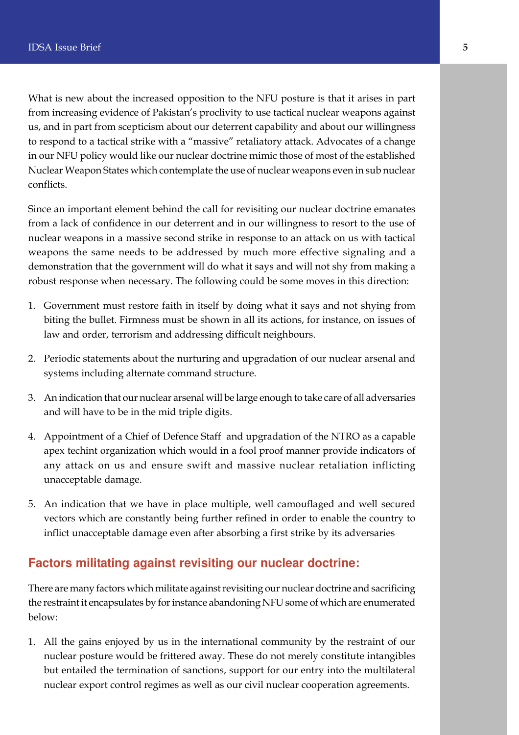What is new about the increased opposition to the NFU posture is that it arises in part from increasing evidence of Pakistan's proclivity to use tactical nuclear weapons against us, and in part from scepticism about our deterrent capability and about our willingness to respond to a tactical strike with a "massive" retaliatory attack. Advocates of a change in our NFU policy would like our nuclear doctrine mimic those of most of the established Nuclear Weapon States which contemplate the use of nuclear weapons even in sub nuclear conflicts.

Since an important element behind the call for revisiting our nuclear doctrine emanates from a lack of confidence in our deterrent and in our willingness to resort to the use of nuclear weapons in a massive second strike in response to an attack on us with tactical weapons the same needs to be addressed by much more effective signaling and a demonstration that the government will do what it says and will not shy from making a robust response when necessary. The following could be some moves in this direction:

1. Government must restore faith in itself by doing what it says and not shying from biting the bullet. Firmness must be shown in all its actions, for instance, on issues of law and order, terrorism and addressing difficult neighbours.
2. Periodic statements about the nurturing and upgradation of our nuclear arsenal and systems including alternate command structure.
3. An indication that our nuclear arsenal will be large enough to take care of all adversaries and will have to be in the mid triple digits.
4. Appointment of a Chief of Defence Staff and upgradation of the NTRO as a capable apex techint organization which would in a fool proof manner provide indicators of any attack on us and ensure swift and massive nuclear retaliation inflicting unacceptable damage.
5. An indication that we have in place multiple, well camouflaged and well secured vectors which are constantly being further refined in order to enable the country to inflict unacceptable damage even after absorbing a first strike by its adversaries

## Factors militating against revisiting our nuclear doctrine:

There are many factors which militate against revisiting our nuclear doctrine and sacrificing the restraint it encapsulates by for instance abandoning NFU some of which are enumerated below:

1. All the gains enjoyed by us in the international community by the restraint of our nuclear posture would be frittered away. These do not merely constitute intangibles but entailed the termination of sanctions, support for our entry into the multilateral nuclear export control regimes as well as our civil nuclear cooperation agreements.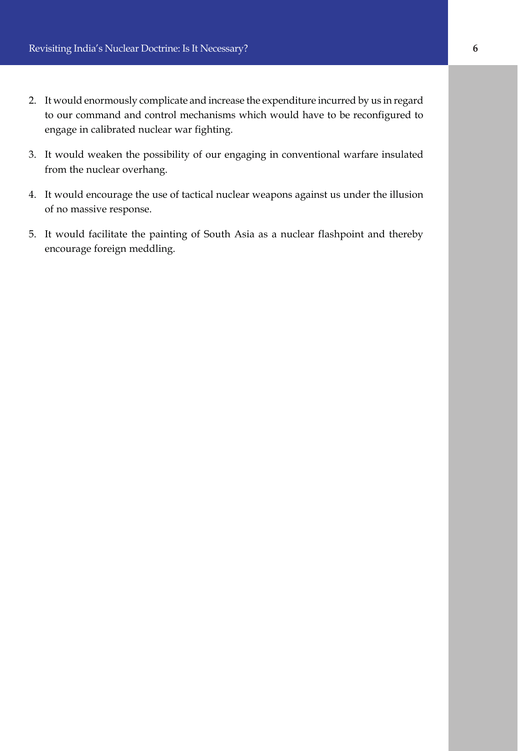2. It would enormously complicate and increase the expenditure incurred by us in regard to our command and control mechanisms which would have to be reconfigured to engage in calibrated nuclear war fighting.

3. It would weaken the possibility of our engaging in conventional warfare insulated from the nuclear overhang.

4. It would encourage the use of tactical nuclear weapons against us under the illusion of no massive response.

5. It would facilitate the painting of South Asia as a nuclear flashpoint and thereby encourage foreign meddling.